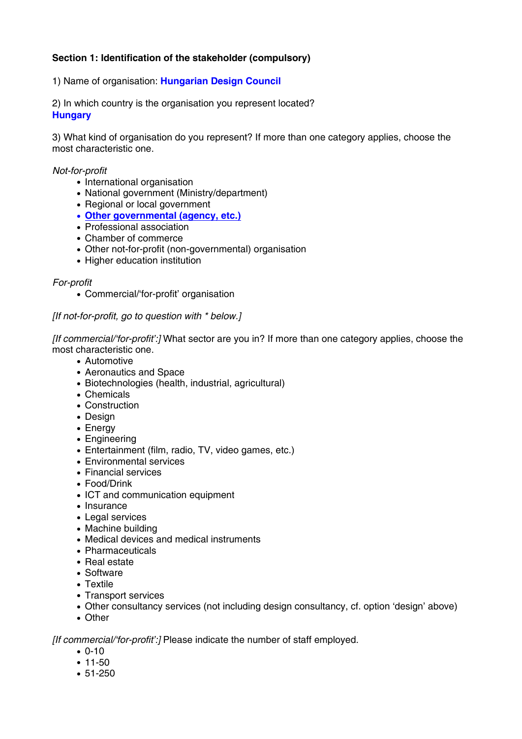**Section 1: Identification of the stakeholder (compulsory)**

1) Name of organisation: **Hungarian Design Council**

2) In which country is the organisation you represent located?
**Hungary**

3) What kind of organisation do you represent? If more than one category applies, choose the most characteristic one.

*Not-for-profit*

- International organisation
- National government (Ministry/department)
- Regional or local government
- **Other governmental (agency, etc.)**
- Professional association
- Chamber of commerce
- Other not-for-profit (non-governmental) organisation
- Higher education institution

*For-profit*

- Commercial/'for-profit' organisation

*[If not-for-profit, go to question with * below.]*

*[If commercial/'for-profit':]* What sector are you in? If more than one category applies, choose the most characteristic one.

- Automotive
- Aeronautics and Space
- Biotechnologies (health, industrial, agricultural)
- Chemicals
- Construction
- Design
- Energy
- Engineering
- Entertainment (film, radio, TV, video games, etc.)
- Environmental services
- Financial services
- Food/Drink
- ICT and communication equipment
- Insurance
- Legal services
- Machine building
- Medical devices and medical instruments
- Pharmaceuticals
- Real estate
- Software
- Textile
- Transport services
- Other consultancy services (not including design consultancy, cf. option 'design' above)
- Other

*[If commercial/'for-profit':]* Please indicate the number of staff employed.

- 0-10
- 11-50
- 51-250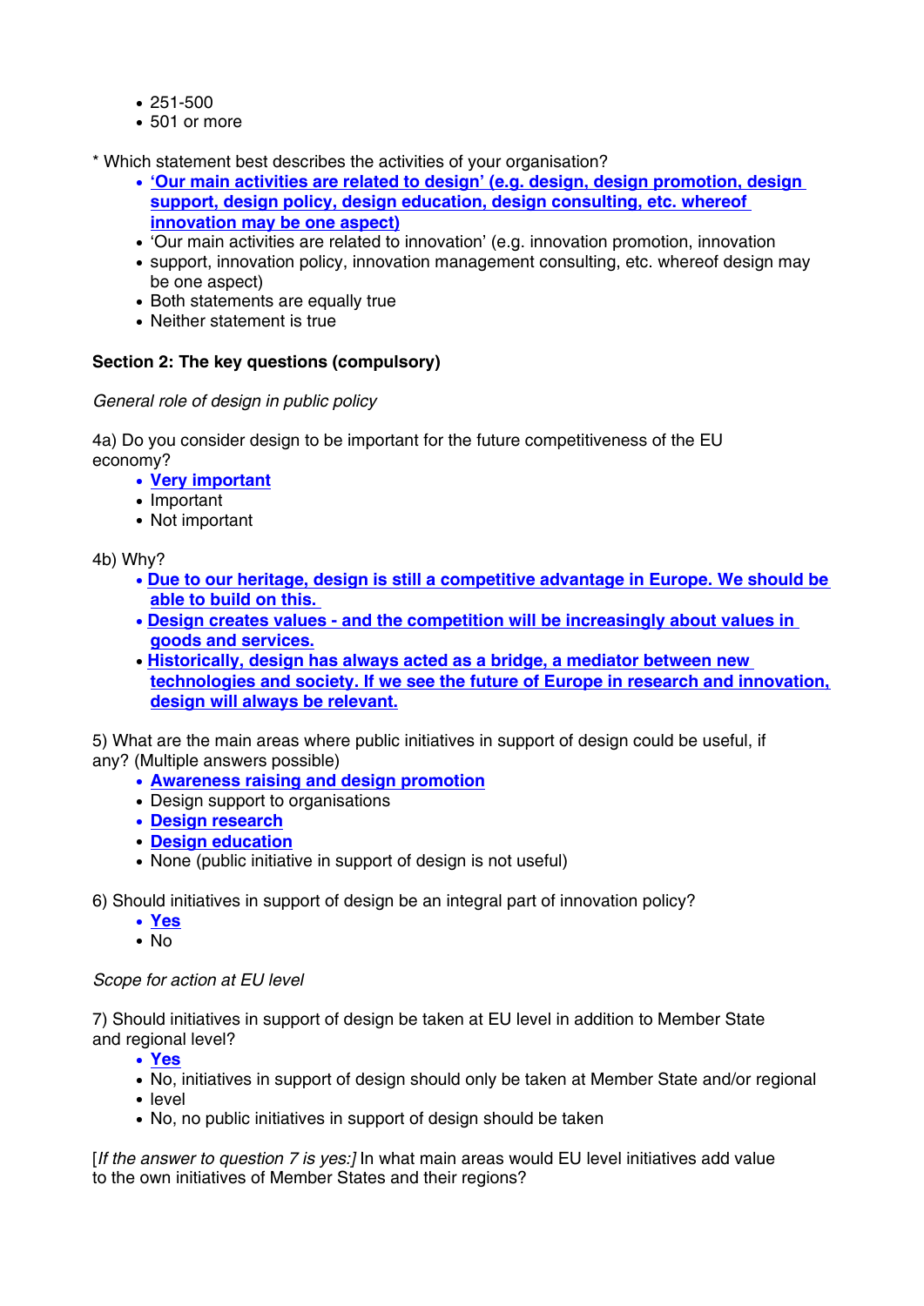- 251-500
- 501 or more

* Which statement best describes the activities of your organisation?
  - **['Our main activities are related to design' (e.g. design, design promotion, design support, design policy, design education, design consulting, etc. whereof innovation may be one aspect)]**
  - 'Our main activities are related to innovation' (e.g. innovation promotion, innovation
  - support, innovation policy, innovation management consulting, etc. whereof design may be one aspect)
  - Both statements are equally true
  - Neither statement is true

**Section 2: The key questions (compulsory)**

*General role of design in public policy*

4a) Do you consider design to be important for the future competitiveness of the EU economy?
  - **Very important**
  - Important
  - Not important

4b) Why?
  - **Due to our heritage, design is still a competitive advantage in Europe. We should be able to build on this.**
  - **Design creates values - and the competition will be increasingly about values in goods and services.**
  - **Historically, design has always acted as a bridge, a mediator between new technologies and society. If we see the future of Europe in research and innovation, design will always be relevant.**

5) What are the main areas where public initiatives in support of design could be useful, if any? (Multiple answers possible)
  - **Awareness raising and design promotion**
  - Design support to organisations
  - **Design research**
  - **Design education**
  - None (public initiative in support of design is not useful)

6) Should initiatives in support of design be an integral part of innovation policy?
  - **Yes**
  - No

*Scope for action at EU level*

7) Should initiatives in support of design be taken at EU level in addition to Member State and regional level?
  - **Yes**
  - No, initiatives in support of design should only be taken at Member State and/or regional
  - level
  - No, no public initiatives in support of design should be taken

[*If the answer to question 7 is yes:*] In what main areas would EU level initiatives add value to the own initiatives of Member States and their regions?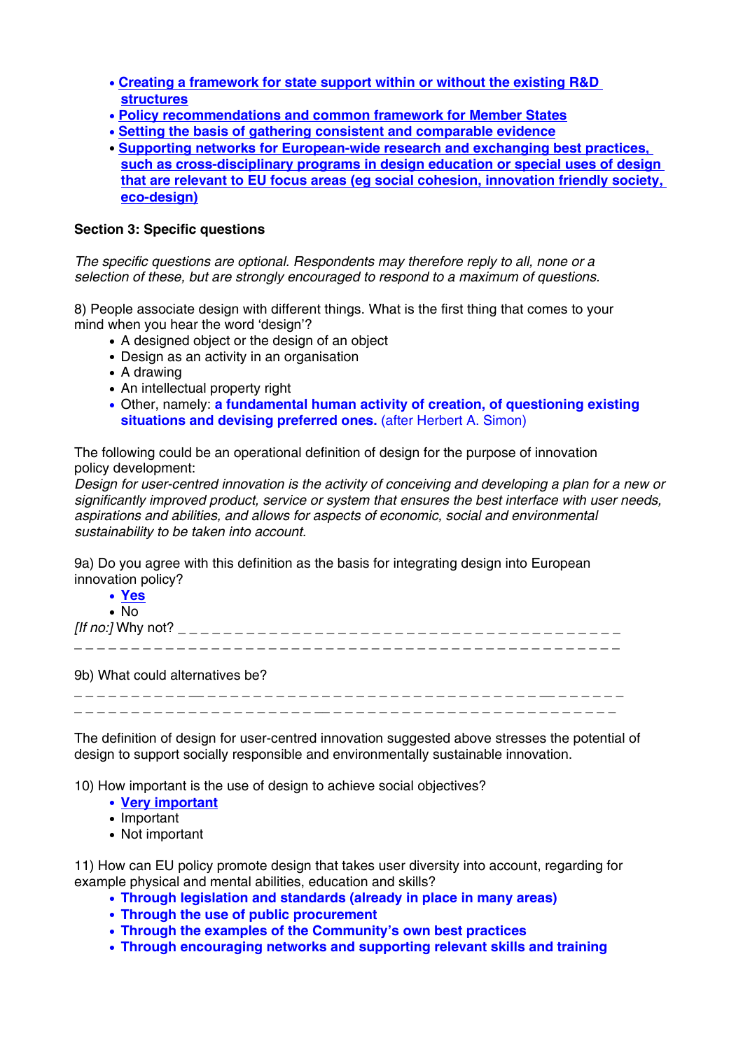- **Creating a framework for state support within or without the existing R&D structures**
- **Policy recommendations and common framework for Member States**
- **Setting the basis of gathering consistent and comparable evidence**
- **Supporting networks for European-wide research and exchanging best practices, such as cross-disciplinary programs in design education or special uses of design that are relevant to EU focus areas (eg social cohesion, innovation friendly society, eco-design)**

**Section 3: Specific questions**

*The specific questions are optional. Respondents may therefore reply to all, none or a selection of these, but are strongly encouraged to respond to a maximum of questions.*

8) People associate design with different things. What is the first thing that comes to your mind when you hear the word 'design'?

- A designed object or the design of an object
- Design as an activity in an organisation
- A drawing
- An intellectual property right
- Other, namely: **a fundamental human activity of creation, of questioning existing situations and devising preferred ones.** (after Herbert A. Simon)

The following could be an operational definition of design for the purpose of innovation policy development:
*Design for user-centred innovation is the activity of conceiving and developing a plan for a new or significantly improved product, service or system that ensures the best interface with user needs, aspirations and abilities, and allows for aspects of economic, social and environmental sustainability to be taken into account.*

9a) Do you agree with this definition as the basis for integrating design into European innovation policy?

- **Yes**
- No

*[If no:]* Why not? _ _ _ _ _ _ _ _ _ _ _ _ _ _ _ _ _ _ _ _ _ _ _ _ _ _ _ _ _ _ _ _ _ _ _ _ _ _ _ _
_ _ _ _ _ _ _ _ _ _ _ _ _ _ _ _ _ _ _ _ _ _ _ _ _ _ _ _ _ _ _ _ _ _ _ _ _ _ _ _ _ _ _ _ _ _ _ _ _ _

9b) What could alternatives be?
_ _ _ _ _ _ _ _ _ _ _ _ _ _ _ _ _ _ _ _ _ _ _ _ _ _ _ _ _ _ _ _ _ _ _ _ _ _ _ _ _ _ _ _ _ _ _ _ _ _
_ _ _ _ _ _ _ _ _ _ _ _ _ _ _ _ _ _ _ _ _ _ _ _ _ _ _ _ _ _ _ _ _ _ _ _ _ _ _ _ _ _ _ _ _ _ _ _ _ _

The definition of design for user-centred innovation suggested above stresses the potential of design to support socially responsible and environmentally sustainable innovation.

10) How important is the use of design to achieve social objectives?

- **Very important**
- Important
- Not important

11) How can EU policy promote design that takes user diversity into account, regarding for example physical and mental abilities, education and skills?

- **Through legislation and standards (already in place in many areas)**
- **Through the use of public procurement**
- **Through the examples of the Community's own best practices**
- **Through encouraging networks and supporting relevant skills and training**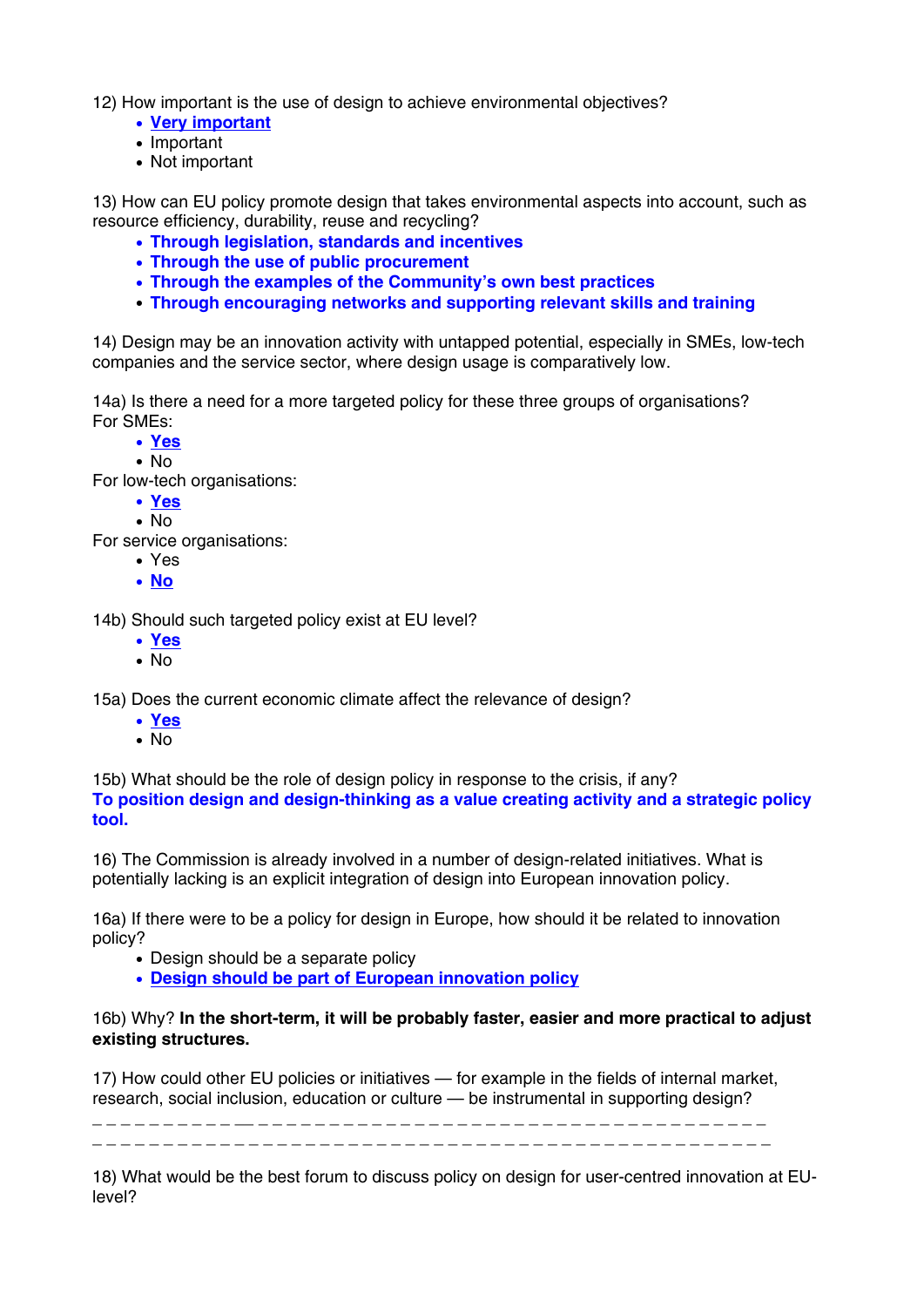12) How important is the use of design to achieve environmental objectives?

- **Very important**
- Important
- Not important

13) How can EU policy promote design that takes environmental aspects into account, such as resource efficiency, durability, reuse and recycling?

- **Through legislation, standards and incentives**
- **Through the use of public procurement**
- **Through the examples of the Community's own best practices**
- **Through encouraging networks and supporting relevant skills and training**

14) Design may be an innovation activity with untapped potential, especially in SMEs, low-tech companies and the service sector, where design usage is comparatively low.

14a) Is there a need for a more targeted policy for these three groups of organisations?
For SMEs:

- **Yes**
- No

For low-tech organisations:

- **Yes**
- No

For service organisations:

- Yes
- **No**

14b) Should such targeted policy exist at EU level?

- **Yes**
- No

15a) Does the current economic climate affect the relevance of design?

- **Yes**
- No

15b) What should be the role of design policy in response to the crisis, if any?
**To position design and design-thinking as a value creating activity and a strategic policy tool.**

16) The Commission is already involved in a number of design-related initiatives. What is potentially lacking is an explicit integration of design into European innovation policy.

16a) If there were to be a policy for design in Europe, how should it be related to innovation policy?

- Design should be a separate policy
- **Design should be part of European innovation policy**

16b) Why? **In the short-term, it will be probably faster, easier and more practical to adjust existing structures.**

17) How could other EU policies or initiatives — for example in the fields of internal market, research, social inclusion, education or culture — be instrumental in supporting design?

_ _ _ _ _ _ _ _ _ _ _ _ _ _ _ _ _ _ _ _ _ _ _ _ _ _ _ _ _ _ _ _ _ _ _ _ _ _ _ _ _ _ _ _ _ _ _ _
_ _ _ _ _ _ _ _ _ _ _ _ _ _ _ _ _ _ _ _ _ _ _ _ _ _ _ _ _ _ _ _ _ _ _ _ _ _ _ _ _ _ _ _ _ _ _ _

18) What would be the best forum to discuss policy on design for user-centred innovation at EU-level?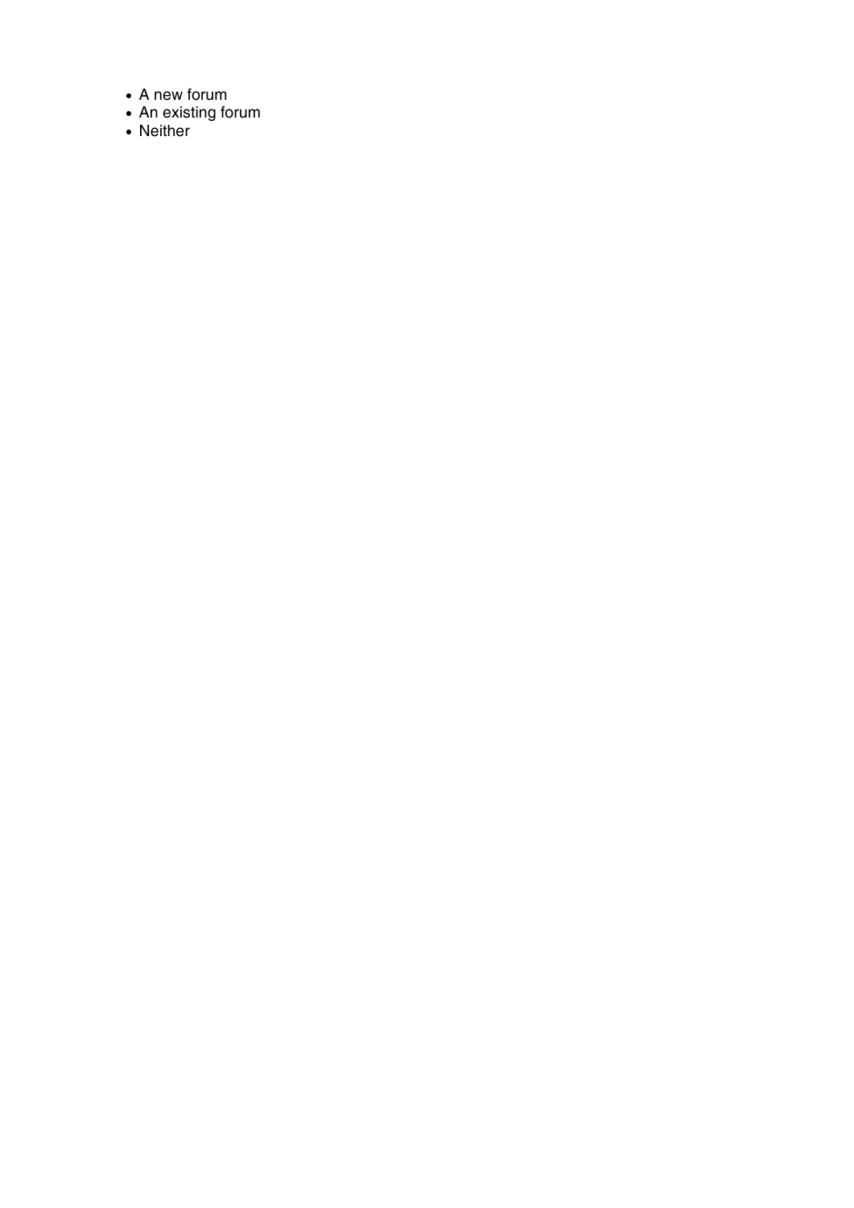- A new forum
- An existing forum
- Neither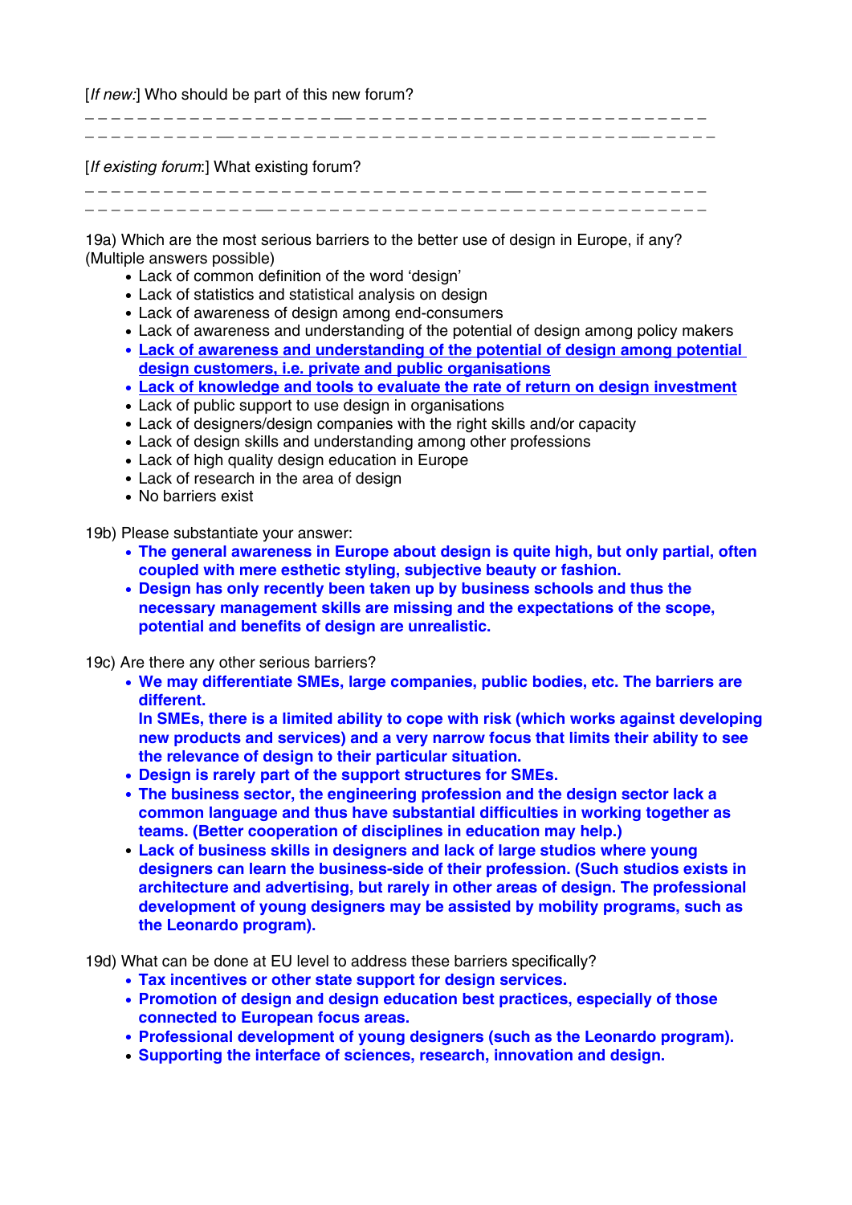[*If new:*] Who should be part of this new forum?

_ _ _ _ _ _ _ _ _ _ _ _ _ _ _ _ _ _ _ _ _ _ _ _ _ _ _ _ _ _ _ _ _ _ _ _ _ _ _ _ _ _ _ _ _ _
_ _ _ _ _ _ _ _ _ _ _ _ _ _ _ _ _ _ _ _ _ _ _ _ _ _ _ _ _ _ _ _ _ _ _ _ _ _ _ _ _ _ _ _ _ _ _

[*If existing forum*:] What existing forum?

_ _ _ _ _ _ _ _ _ _ _ _ _ _ _ _ _ _ _ _ _ _ _ _ _ _ _ _ _ _ _ _ _ _ _ _ _ _ _ _ _ _ _ _ _ _
_ _ _ _ _ _ _ _ _ _ _ _ _ _ _ _ _ _ _ _ _ _ _ _ _ _ _ _ _ _ _ _ _ _ _ _ _ _ _ _ _ _ _ _ _ _

19a) Which are the most serious barriers to the better use of design in Europe, if any? (Multiple answers possible)

- Lack of common definition of the word 'design'
- Lack of statistics and statistical analysis on design
- Lack of awareness of design among end-consumers
- Lack of awareness and understanding of the potential of design among policy makers
- **Lack of awareness and understanding of the potential of design among potential design customers, i.e. private and public organisations**
- **Lack of knowledge and tools to evaluate the rate of return on design investment**
- Lack of public support to use design in organisations
- Lack of designers/design companies with the right skills and/or capacity
- Lack of design skills and understanding among other professions
- Lack of high quality design education in Europe
- Lack of research in the area of design
- No barriers exist

19b) Please substantiate your answer:

- **The general awareness in Europe about design is quite high, but only partial, often coupled with mere esthetic styling, subjective beauty or fashion.**
- **Design has only recently been taken up by business schools and thus the necessary management skills are missing and the expectations of the scope, potential and benefits of design are unrealistic.**

19c) Are there any other serious barriers?

- **We may differentiate SMEs, large companies, public bodies, etc. The barriers are different.**
  **In SMEs, there is a limited ability to cope with risk (which works against developing new products and services) and a very narrow focus that limits their ability to see the relevance of design to their particular situation.**
- **Design is rarely part of the support structures for SMEs.**
- **The business sector, the engineering profession and the design sector lack a common language and thus have substantial difficulties in working together as teams. (Better cooperation of disciplines in education may help.)**
- **Lack of business skills in designers and lack of large studios where young designers can learn the business-side of their profession. (Such studios exists in architecture and advertising, but rarely in other areas of design. The professional development of young designers may be assisted by mobility programs, such as the Leonardo program).**

19d) What can be done at EU level to address these barriers specifically?

- **Tax incentives or other state support for design services.**
- **Promotion of design and design education best practices, especially of those connected to European focus areas.**
- **Professional development of young designers (such as the Leonardo program).**
- **Supporting the interface of sciences, research, innovation and design.**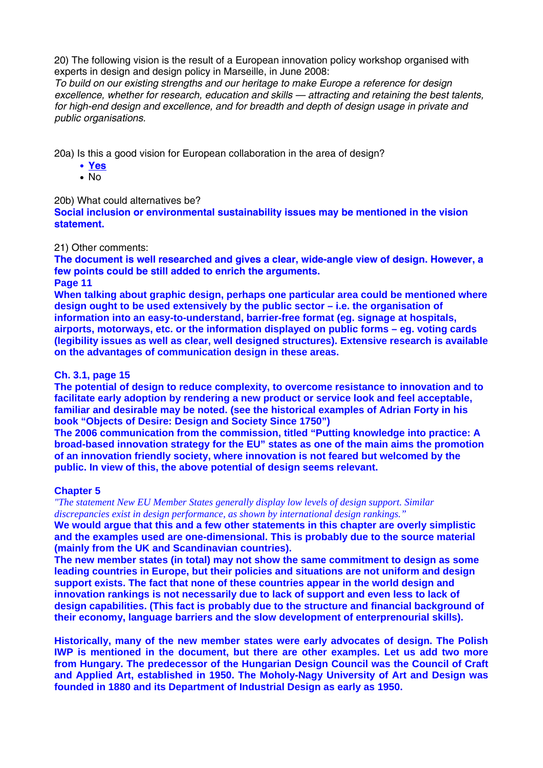20) The following vision is the result of a European innovation policy workshop organised with experts in design and design policy in Marseille, in June 2008:

*To build on our existing strengths and our heritage to make Europe a reference for design excellence, whether for research, education and skills — attracting and retaining the best talents, for high-end design and excellence, and for breadth and depth of design usage in private and public organisations.*

20a) Is this a good vision for European collaboration in the area of design?

- **Yes**
- No

20b) What could alternatives be?

**Social inclusion or environmental sustainability issues may be mentioned in the vision statement.**

21) Other comments:

**The document is well researched and gives a clear, wide-angle view of design. However, a few points could be still added to enrich the arguments.**

**Page 11**

**When talking about graphic design, perhaps one particular area could be mentioned where design ought to be used extensively by the public sector – i.e. the organisation of information into an easy-to-understand, barrier-free format (eg. signage at hospitals, airports, motorways, etc. or the information displayed on public forms – eg. voting cards (legibility issues as well as clear, well designed structures). Extensive research is available on the advantages of communication design in these areas.**

**Ch. 3.1, page 15**

**The potential of design to reduce complexity, to overcome resistance to innovation and to facilitate early adoption by rendering a new product or service look and feel acceptable, familiar and desirable may be noted. (see the historical examples of Adrian Forty in his book "Objects of Desire: Design and Society Since 1750")**

**The 2006 communication from the commission, titled "Putting knowledge into practice: A broad-based innovation strategy for the EU" states as one of the main aims the promotion of an innovation friendly society, where innovation is not feared but welcomed by the public. In view of this, the above potential of design seems relevant.**

**Chapter 5**

*"The statement New EU Member States generally display low levels of design support. Similar discrepancies exist in design performance, as shown by international design rankings."*

**We would argue that this and a few other statements in this chapter are overly simplistic and the examples used are one-dimensional. This is probably due to the source material (mainly from the UK and Scandinavian countries).**

**The new member states (in total) may not show the same commitment to design as some leading countries in Europe, but their policies and situations are not uniform and design support exists. The fact that none of these countries appear in the world design and innovation rankings is not necessarily due to lack of support and even less to lack of design capabilities. (This fact is probably due to the structure and financial background of their economy, language barriers and the slow development of enterprenourial skills).**

**Historically, many of the new member states were early advocates of design. The Polish IWP is mentioned in the document, but there are other examples. Let us add two more from Hungary. The predecessor of the Hungarian Design Council was the Council of Craft and Applied Art, established in 1950. The Moholy-Nagy University of Art and Design was founded in 1880 and its Department of Industrial Design as early as 1950.**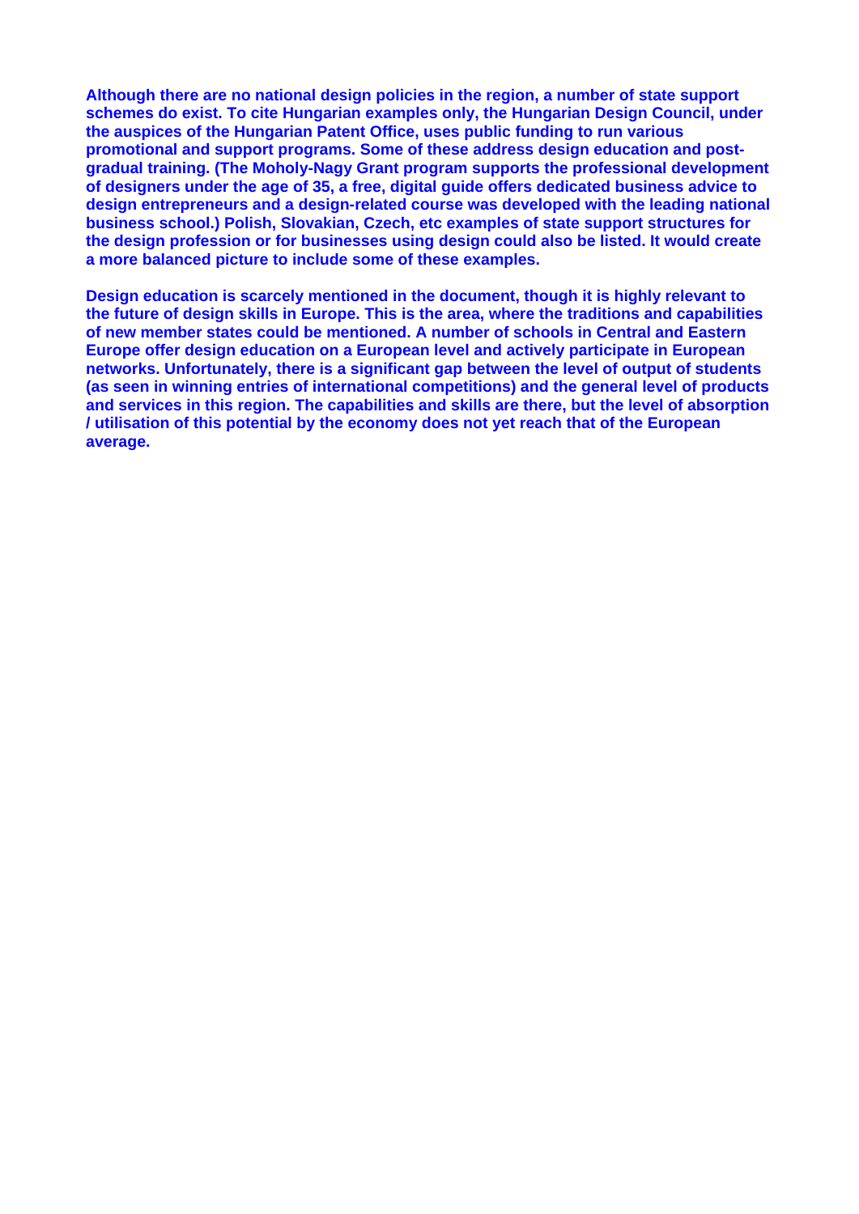**Although there are no national design policies in the region, a number of state support schemes do exist. To cite Hungarian examples only, the Hungarian Design Council, under the auspices of the Hungarian Patent Office, uses public funding to run various promotional and support programs. Some of these address design education and post-gradual training. (The Moholy-Nagy Grant program supports the professional development of designers under the age of 35, a free, digital guide offers dedicated business advice to design entrepreneurs and a design-related course was developed with the leading national business school.) Polish, Slovakian, Czech, etc examples of state support structures for the design profession or for businesses using design could also be listed. It would create a more balanced picture to include some of these examples.**

**Design education is scarcely mentioned in the document, though it is highly relevant to the future of design skills in Europe. This is the area, where the traditions and capabilities of new member states could be mentioned. A number of schools in Central and Eastern Europe offer design education on a European level and actively participate in European networks. Unfortunately, there is a significant gap between the level of output of students (as seen in winning entries of international competitions) and the general level of products and services in this region. The capabilities and skills are there, but the level of absorption / utilisation of this potential by the economy does not yet reach that of the European average.**